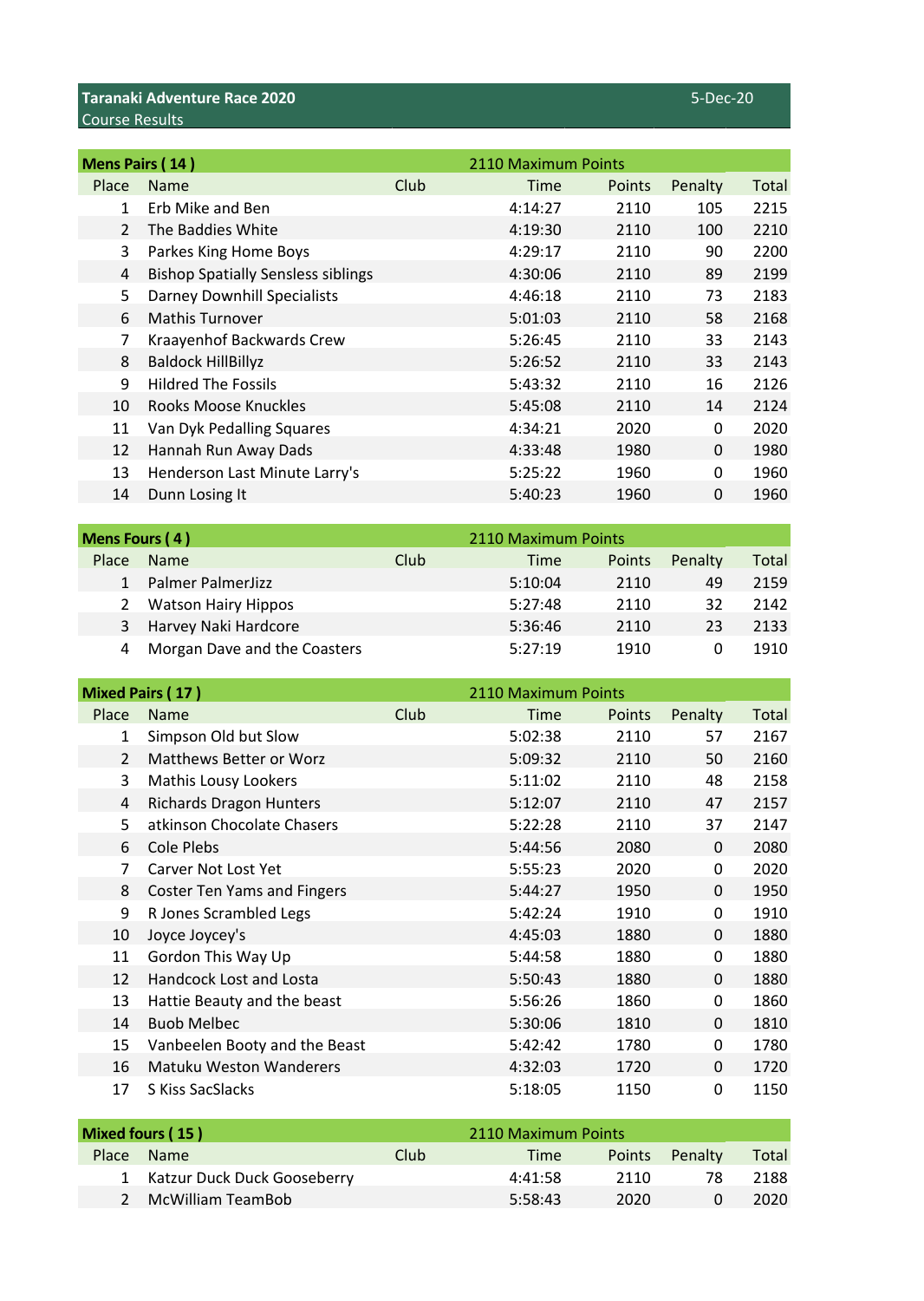## Taranaki Adventure Race 2020

Course Results

5-Dec-20

| Mens Pairs ( 14 ) | | | 2110 Maximum Points | | | |
|---|---|---|---|---|---|---|
| Place | Name | Club | Time | Points | Penalty | Total |
| 1 | Erb Mike and Ben | | 4:14:27 | 2110 | 105 | 2215 |
| 2 | The Baddies White | | 4:19:30 | 2110 | 100 | 2210 |
| 3 | Parkes King Home Boys | | 4:29:17 | 2110 | 90 | 2200 |
| 4 | Bishop Spatially Sensless siblings | | 4:30:06 | 2110 | 89 | 2199 |
| 5 | Darney Downhill Specialists | | 4:46:18 | 2110 | 73 | 2183 |
| 6 | Mathis Turnover | | 5:01:03 | 2110 | 58 | 2168 |
| 7 | Kraayenhof Backwards Crew | | 5:26:45 | 2110 | 33 | 2143 |
| 8 | Baldock HillBillyz | | 5:26:52 | 2110 | 33 | 2143 |
| 9 | Hildred The Fossils | | 5:43:32 | 2110 | 16 | 2126 |
| 10 | Rooks Moose Knuckles | | 5:45:08 | 2110 | 14 | 2124 |
| 11 | Van Dyk Pedalling Squares | | 4:34:21 | 2020 | 0 | 2020 |
| 12 | Hannah Run Away Dads | | 4:33:48 | 1980 | 0 | 1980 |
| 13 | Henderson Last Minute Larry's | | 5:25:22 | 1960 | 0 | 1960 |
| 14 | Dunn Losing It | | 5:40:23 | 1960 | 0 | 1960 |

| Mens Fours ( 4 ) | | | 2110 Maximum Points | | | |
|---|---|---|---|---|---|---|
| Place | Name | Club | Time | Points | Penalty | Total |
| 1 | Palmer PalmerJizz | | 5:10:04 | 2110 | 49 | 2159 |
| 2 | Watson Hairy Hippos | | 5:27:48 | 2110 | 32 | 2142 |
| 3 | Harvey Naki Hardcore | | 5:36:46 | 2110 | 23 | 2133 |
| 4 | Morgan Dave and the Coasters | | 5:27:19 | 1910 | 0 | 1910 |

| Mixed Pairs ( 17 ) | | | 2110 Maximum Points | | | |
|---|---|---|---|---|---|---|
| Place | Name | Club | Time | Points | Penalty | Total |
| 1 | Simpson Old but Slow | | 5:02:38 | 2110 | 57 | 2167 |
| 2 | Matthews Better or Worz | | 5:09:32 | 2110 | 50 | 2160 |
| 3 | Mathis Lousy Lookers | | 5:11:02 | 2110 | 48 | 2158 |
| 4 | Richards Dragon Hunters | | 5:12:07 | 2110 | 47 | 2157 |
| 5 | atkinson Chocolate Chasers | | 5:22:28 | 2110 | 37 | 2147 |
| 6 | Cole Plebs | | 5:44:56 | 2080 | 0 | 2080 |
| 7 | Carver Not Lost Yet | | 5:55:23 | 2020 | 0 | 2020 |
| 8 | Coster Ten Yams and Fingers | | 5:44:27 | 1950 | 0 | 1950 |
| 9 | R Jones Scrambled Legs | | 5:42:24 | 1910 | 0 | 1910 |
| 10 | Joyce Joycey's | | 4:45:03 | 1880 | 0 | 1880 |
| 11 | Gordon This Way Up | | 5:44:58 | 1880 | 0 | 1880 |
| 12 | Handcock Lost and Losta | | 5:50:43 | 1880 | 0 | 1880 |
| 13 | Hattie Beauty and the beast | | 5:56:26 | 1860 | 0 | 1860 |
| 14 | Buob Melbec | | 5:30:06 | 1810 | 0 | 1810 |
| 15 | Vanbeelen Booty and the Beast | | 5:42:42 | 1780 | 0 | 1780 |
| 16 | Matuku Weston Wanderers | | 4:32:03 | 1720 | 0 | 1720 |
| 17 | S Kiss SacSlacks | | 5:18:05 | 1150 | 0 | 1150 |

| Mixed fours ( 15 ) | | | 2110 Maximum Points | | | |
|---|---|---|---|---|---|---|
| Place | Name | Club | Time | Points | Penalty | Total |
| 1 | Katzur Duck Duck Gooseberry | | 4:41:58 | 2110 | 78 | 2188 |
| 2 | McWilliam TeamBob | | 5:58:43 | 2020 | 0 | 2020 |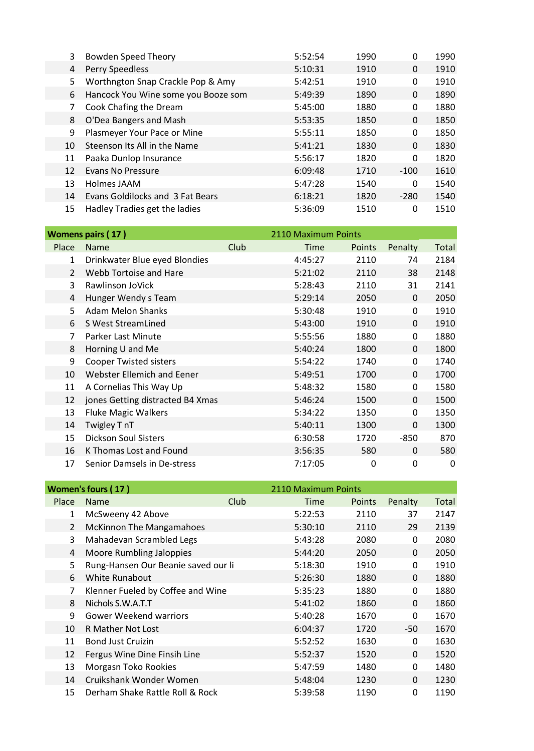| Place | Name | Club | Time | Points | Penalty | Total |
|---|---|---|---|---|---|---|
| 3 | Bowden Speed Theory | | 5:52:54 | 1990 | 0 | 1990 |
| 4 | Perry Speedless | | 5:10:31 | 1910 | 0 | 1910 |
| 5 | Worthngton Snap Crackle Pop & Amy | | 5:42:51 | 1910 | 0 | 1910 |
| 6 | Hancock You Wine some you Booze som | | 5:49:39 | 1890 | 0 | 1890 |
| 7 | Cook Chafing the Dream | | 5:45:00 | 1880 | 0 | 1880 |
| 8 | O'Dea Bangers and Mash | | 5:53:35 | 1850 | 0 | 1850 |
| 9 | Plasmeyer Your Pace or Mine | | 5:55:11 | 1850 | 0 | 1850 |
| 10 | Steenson Its All in the Name | | 5:41:21 | 1830 | 0 | 1830 |
| 11 | Paaka Dunlop Insurance | | 5:56:17 | 1820 | 0 | 1820 |
| 12 | Evans No Pressure | | 6:09:48 | 1710 | -100 | 1610 |
| 13 | Holmes JAAM | | 5:47:28 | 1540 | 0 | 1540 |
| 14 | Evans Goldilocks and 3 Fat Bears | | 6:18:21 | 1820 | -280 | 1540 |
| 15 | Hadley Tradies get the ladies | | 5:36:09 | 1510 | 0 | 1510 |

**Womens pairs ( 17 )** — 2110 Maximum Points

| Place | Name | Club | Time | Points | Penalty | Total |
|---|---|---|---|---|---|---|
| 1 | Drinkwater Blue eyed Blondies | | 4:45:27 | 2110 | 74 | 2184 |
| 2 | Webb Tortoise and Hare | | 5:21:02 | 2110 | 38 | 2148 |
| 3 | Rawlinson JoVick | | 5:28:43 | 2110 | 31 | 2141 |
| 4 | Hunger Wendy s Team | | 5:29:14 | 2050 | 0 | 2050 |
| 5 | Adam Melon Shanks | | 5:30:48 | 1910 | 0 | 1910 |
| 6 | S West StreamLined | | 5:43:00 | 1910 | 0 | 1910 |
| 7 | Parker Last Minute | | 5:55:56 | 1880 | 0 | 1880 |
| 8 | Horning U and Me | | 5:40:24 | 1800 | 0 | 1800 |
| 9 | Cooper Twisted sisters | | 5:54:22 | 1740 | 0 | 1740 |
| 10 | Webster Ellemich and Eener | | 5:49:51 | 1700 | 0 | 1700 |
| 11 | A Cornelias This Way Up | | 5:48:32 | 1580 | 0 | 1580 |
| 12 | jones Getting distracted B4 Xmas | | 5:46:24 | 1500 | 0 | 1500 |
| 13 | Fluke Magic Walkers | | 5:34:22 | 1350 | 0 | 1350 |
| 14 | Twigley T nT | | 5:40:11 | 1300 | 0 | 1300 |
| 15 | Dickson Soul Sisters | | 6:30:58 | 1720 | -850 | 870 |
| 16 | K Thomas Lost and Found | | 3:56:35 | 580 | 0 | 580 |
| 17 | Senior Damsels in De-stress | | 7:17:05 | 0 | 0 | 0 |

**Women's fours ( 17 )** — 2110 Maximum Points

| Place | Name | Club | Time | Points | Penalty | Total |
|---|---|---|---|---|---|---|
| 1 | McSweeny 42 Above | | 5:22:53 | 2110 | 37 | 2147 |
| 2 | McKinnon The Mangamahoes | | 5:30:10 | 2110 | 29 | 2139 |
| 3 | Mahadevan Scrambled Legs | | 5:43:28 | 2080 | 0 | 2080 |
| 4 | Moore Rumbling Jaloppies | | 5:44:20 | 2050 | 0 | 2050 |
| 5 | Rung-Hansen Our Beanie saved our li | | 5:18:30 | 1910 | 0 | 1910 |
| 6 | White Runabout | | 5:26:30 | 1880 | 0 | 1880 |
| 7 | Klenner Fueled by Coffee and Wine | | 5:35:23 | 1880 | 0 | 1880 |
| 8 | Nichols S.W.A.T.T | | 5:41:02 | 1860 | 0 | 1860 |
| 9 | Gower Weekend warriors | | 5:40:28 | 1670 | 0 | 1670 |
| 10 | R Mather Not Lost | | 6:04:37 | 1720 | -50 | 1670 |
| 11 | Bond Just Cruizin | | 5:52:52 | 1630 | 0 | 1630 |
| 12 | Fergus Wine Dine Finsih Line | | 5:52:37 | 1520 | 0 | 1520 |
| 13 | Morgasn Toko Rookies | | 5:47:59 | 1480 | 0 | 1480 |
| 14 | Cruikshank Wonder Women | | 5:48:04 | 1230 | 0 | 1230 |
| 15 | Derham Shake Rattle Roll & Rock | | 5:39:58 | 1190 | 0 | 1190 |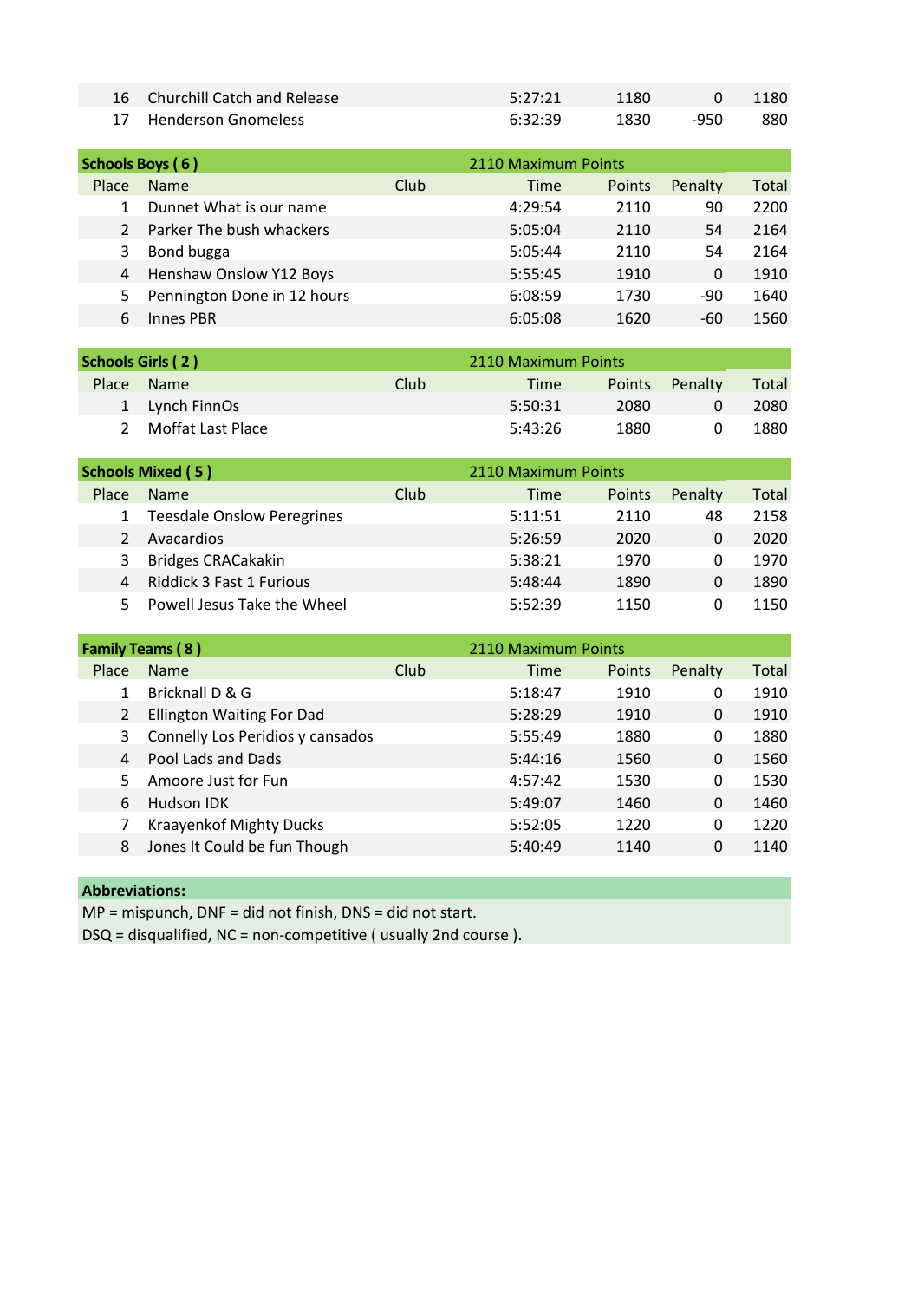| | | | | | | |
|---|---|---|---|---|---|---|
| 16 | Churchill Catch and Release | | 5:27:21 | 1180 | 0 | 1180 |
| 17 | Henderson Gnomeless | | 6:32:39 | 1830 | -950 | 880 |

**Schools Boys ( 6 )** — 2110 Maximum Points

| Place | Name | Club | Time | Points | Penalty | Total |
|---|---|---|---|---|---|---|
| 1 | Dunnet What is our name | | 4:29:54 | 2110 | 90 | 2200 |
| 2 | Parker The bush whackers | | 5:05:04 | 2110 | 54 | 2164 |
| 3 | Bond bugga | | 5:05:44 | 2110 | 54 | 2164 |
| 4 | Henshaw Onslow Y12 Boys | | 5:55:45 | 1910 | 0 | 1910 |
| 5 | Pennington Done in 12 hours | | 6:08:59 | 1730 | -90 | 1640 |
| 6 | Innes PBR | | 6:05:08 | 1620 | -60 | 1560 |

**Schools Girls ( 2 )** — 2110 Maximum Points

| Place | Name | Club | Time | Points | Penalty | Total |
|---|---|---|---|---|---|---|
| 1 | Lynch FinnOs | | 5:50:31 | 2080 | 0 | 2080 |
| 2 | Moffat Last Place | | 5:43:26 | 1880 | 0 | 1880 |

**Schools Mixed ( 5 )** — 2110 Maximum Points

| Place | Name | Club | Time | Points | Penalty | Total |
|---|---|---|---|---|---|---|
| 1 | Teesdale Onslow Peregrines | | 5:11:51 | 2110 | 48 | 2158 |
| 2 | Avacardios | | 5:26:59 | 2020 | 0 | 2020 |
| 3 | Bridges CRACakakin | | 5:38:21 | 1970 | 0 | 1970 |
| 4 | Riddick 3 Fast 1 Furious | | 5:48:44 | 1890 | 0 | 1890 |
| 5 | Powell Jesus Take the Wheel | | 5:52:39 | 1150 | 0 | 1150 |

**Family Teams ( 8 )** — 2110 Maximum Points

| Place | Name | Club | Time | Points | Penalty | Total |
|---|---|---|---|---|---|---|
| 1 | Bricknall D & G | | 5:18:47 | 1910 | 0 | 1910 |
| 2 | Ellington Waiting For Dad | | 5:28:29 | 1910 | 0 | 1910 |
| 3 | Connelly Los Peridios y cansados | | 5:55:49 | 1880 | 0 | 1880 |
| 4 | Pool Lads and Dads | | 5:44:16 | 1560 | 0 | 1560 |
| 5 | Amoore Just for Fun | | 4:57:42 | 1530 | 0 | 1530 |
| 6 | Hudson IDK | | 5:49:07 | 1460 | 0 | 1460 |
| 7 | Kraayenkof Mighty Ducks | | 5:52:05 | 1220 | 0 | 1220 |
| 8 | Jones It Could be fun Though | | 5:40:49 | 1140 | 0 | 1140 |

**Abbreviations:**

MP = mispunch, DNF = did not finish, DNS = did not start.

DSQ = disqualified, NC = non-competitive ( usually 2nd course ).